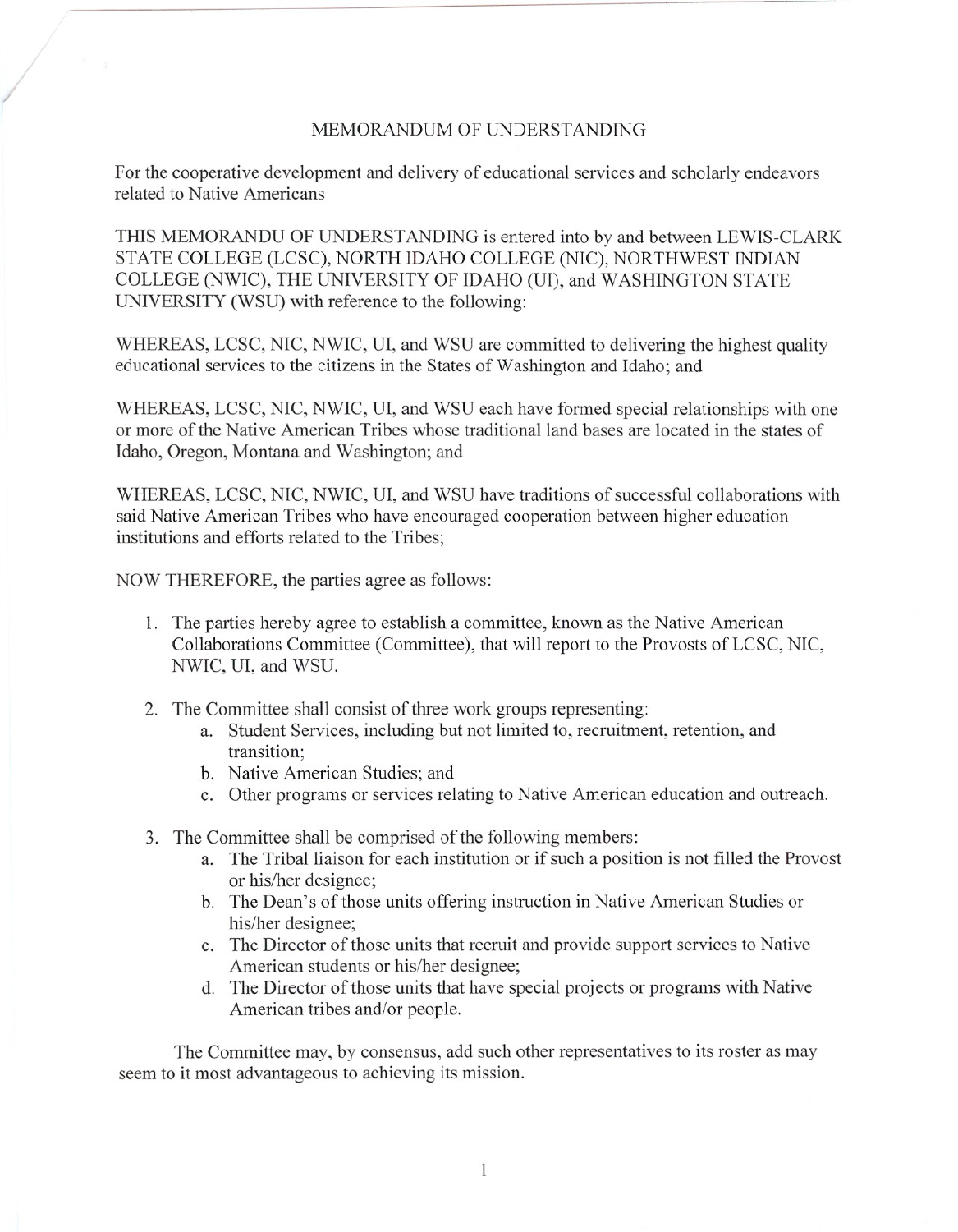# MEMORANDUM OF UNDERSTANDING

For the cooperative development and delivery of educational services and scholarly endeavors related to Native Americans

THIS MEMORANDU OF UNDERSTANDING is entered into by and between LEWIS-CLARK STATE COLLEGE (LCSC), NORTH IDAHO COLLEGE (NIC), NORTHWEST INDIAN COLLEGE (NWIC), THE UNIVERSITY OF IDAHO (UI), and WASHINGTON STATE UNIVERSITY (WSU) with reference to the following:

WHEREAS, LCSC, NIC, NWIC, UI, and WSU are committed to delivering the highest quality educational services to the citizens in the States of Washington and Idaho; and

WHEREAS, LCSC, NIC, NWIC, UI, and WSU each have formed special relationships with one or more of the Native American Tribes whose traditional land bases are located in the states of Idaho, Oregon, Montana and Washington; and

WHEREAS, LCSC, NIC, NWIC, UI, and WSU have traditions of successful collaborations with said Native American Tribes who have encouraged cooperation between higher education institutions and efforts related to the Tribes;

NOW THEREFORE, the parties agree as follows:

1. The parties hereby agree to establish a committee, known as the Native American Collaborations Committee (Committee), that will report to the Provosts of LCSC, NIC, NWIC, UI, and WSU.
2. The Committee shall consist of three work groups representing:
   a. Student Services, including but not limited to, recruitment, retention, and transition;
   b. Native American Studies; and
   c. Other programs or services relating to Native American education and outreach.
3. The Committee shall be comprised of the following members:
   a. The Tribal liaison for each institution or if such a position is not filled the Provost or his/her designee;
   b. The Dean's of those units offering instruction in Native American Studies or his/her designee;
   c. The Director of those units that recruit and provide support services to Native American students or his/her designee;
   d. The Director of those units that have special projects or programs with Native American tribes and/or people.

The Committee may, by consensus, add such other representatives to its roster as may seem to it most advantageous to achieving its mission.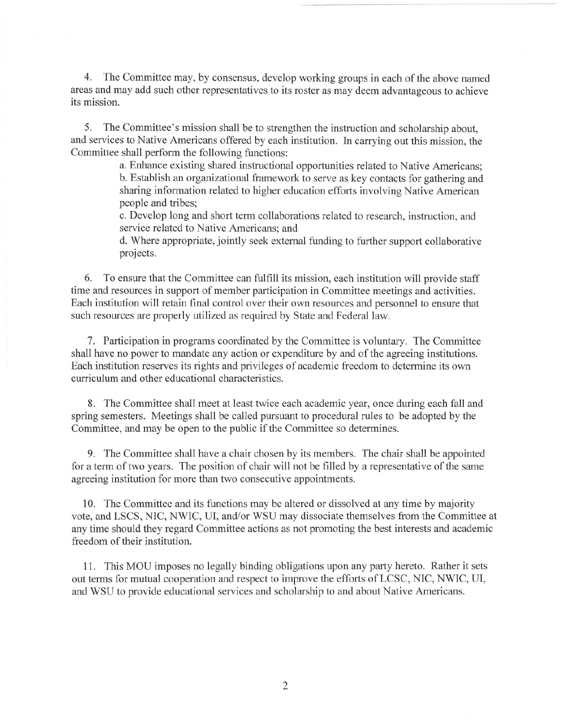4. The Committee may, by consensus, develop working groups in each of the above named areas and may add such other representatives to its roster as may deem advantageous to achieve its mission.

5. The Committee's mission shall be to strengthen the instruction and scholarship about, and services to Native Americans offered by each institution. In carrying out this mission, the Committee shall perform the following functions:

   a. Enhance existing shared instructional opportunities related to Native Americans;
   b. Establish an organizational framework to serve as key contacts for gathering and sharing information related to higher education efforts involving Native American people and tribes;
   c. Develop long and short term collaborations related to research, instruction, and service related to Native Americans; and
   d. Where appropriate, jointly seek external funding to further support collaborative projects.

6. To ensure that the Committee can fulfill its mission, each institution will provide staff time and resources in support of member participation in Committee meetings and activities. Each institution will retain final control over their own resources and personnel to ensure that such resources are properly utilized as required by State and Federal law.

7. Participation in programs coordinated by the Committee is voluntary. The Committee shall have no power to mandate any action or expenditure by and of the agreeing institutions. Each institution reserves its rights and privileges of academic freedom to determine its own curriculum and other educational characteristics.

8. The Committee shall meet at least twice each academic year, once during each fall and spring semesters. Meetings shall be called pursuant to procedural rules to be adopted by the Committee, and may be open to the public if the Committee so determines.

9. The Committee shall have a chair chosen by its members. The chair shall be appointed for a term of two years. The position of chair will not be filled by a representative of the same agreeing institution for more than two consecutive appointments.

10. The Committee and its functions may be altered or dissolved at any time by majority vote, and LSCS, NIC, NWIC, UI, and/or WSU may dissociate themselves from the Committee at any time should they regard Committee actions as not promoting the best interests and academic freedom of their institution.

11. This MOU imposes no legally binding obligations upon any party hereto. Rather it sets out terms for mutual cooperation and respect to improve the efforts of LCSC, NIC, NWIC, UI, and WSU to provide educational services and scholarship to and about Native Americans.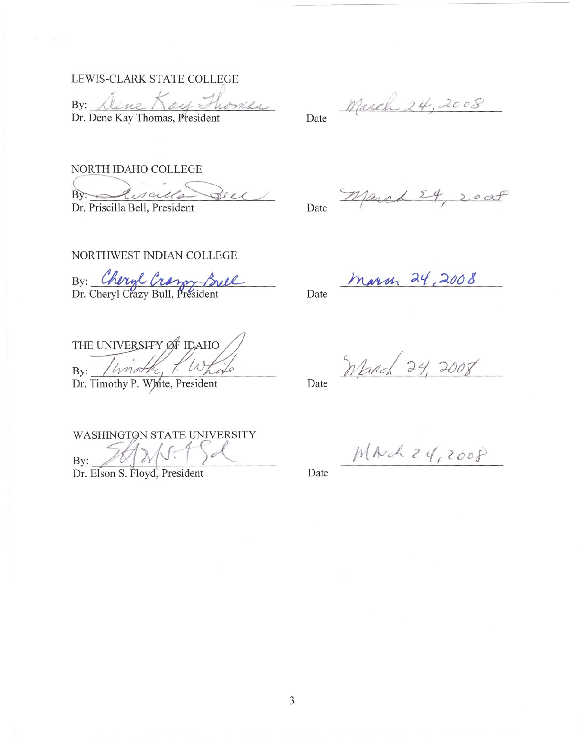LEWIS-CLARK STATE COLLEGE

By: Dene Kay Thomas

Dr. Dene Kay Thomas, President

Date March 24, 2008

NORTH IDAHO COLLEGE

By: Priscilla Bell

Dr. Priscilla Bell, President

Date March 24, 2008

NORTHWEST INDIAN COLLEGE

By: Cheryl Crazy Bull

Dr. Cheryl Crazy Bull, President

Date March 24, 2008

THE UNIVERSITY OF IDAHO

By: Timothy P. White

Dr. Timothy P. White, President

Date March 24, 2008

WASHINGTON STATE UNIVERSITY

By: Elson S. Floyd

Dr. Elson S. Floyd, President

Date March 24, 2008